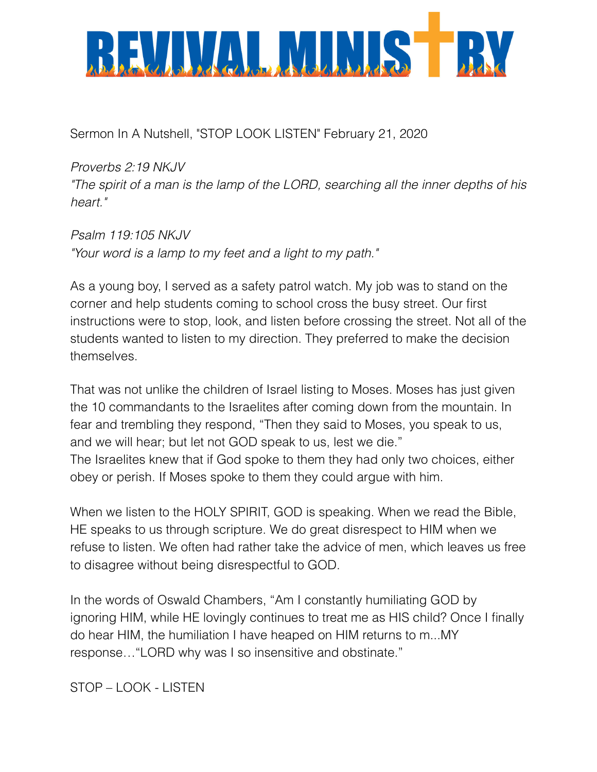# REVIVAL MINISTRY

Sermon In A Nutshell, "STOP LOOK LISTEN" February 21, 2020

*Proverbs 2:19 NKJV*
*"The spirit of a man is the lamp of the LORD, searching all the inner depths of his heart."*

*Psalm 119:105 NKJV*
*"Your word is a lamp to my feet and a light to my path."*

As a young boy, I served as a safety patrol watch. My job was to stand on the corner and help students coming to school cross the busy street. Our first instructions were to stop, look, and listen before crossing the street. Not all of the students wanted to listen to my direction. They preferred to make the decision themselves.

That was not unlike the children of Israel listing to Moses. Moses has just given the 10 commandants to the Israelites after coming down from the mountain. In fear and trembling they respond, "Then they said to Moses, you speak to us, and we will hear; but let not GOD speak to us, lest we die."
The Israelites knew that if God spoke to them they had only two choices, either obey or perish. If Moses spoke to them they could argue with him.

When we listen to the HOLY SPIRIT, GOD is speaking. When we read the Bible, HE speaks to us through scripture. We do great disrespect to HIM when we refuse to listen. We often had rather take the advice of men, which leaves us free to disagree without being disrespectful to GOD.

In the words of Oswald Chambers, "Am I constantly humiliating GOD by ignoring HIM, while HE lovingly continues to treat me as HIS child? Once I finally do hear HIM, the humiliation I have heaped on HIM returns to m...MY response…"LORD why was I so insensitive and obstinate."

STOP – LOOK - LISTEN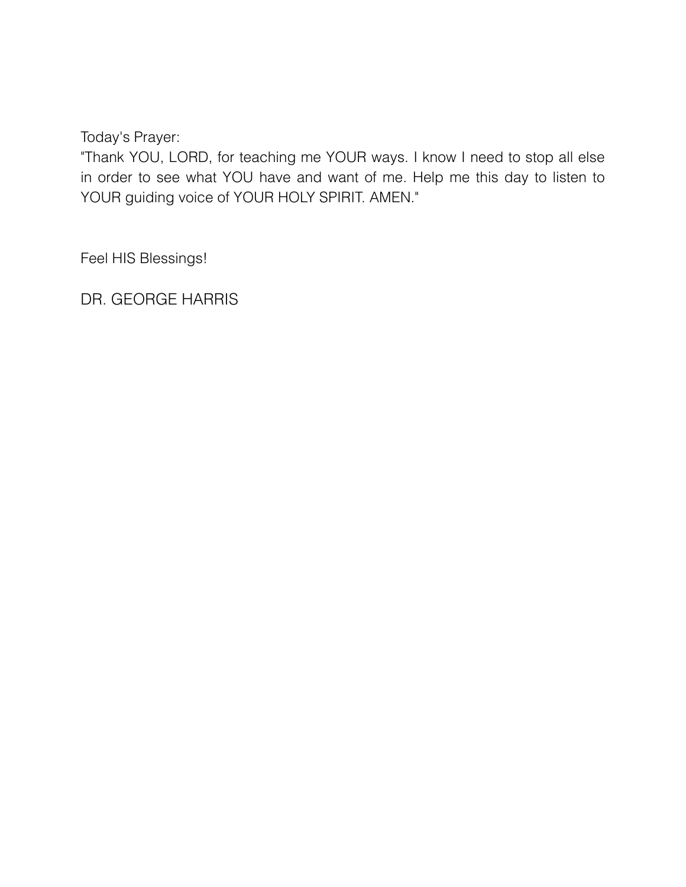Today's Prayer:
"Thank YOU, LORD, for teaching me YOUR ways. I know I need to stop all else in order to see what YOU have and want of me. Help me this day to listen to YOUR guiding voice of YOUR HOLY SPIRIT. AMEN."

Feel HIS Blessings!

DR. GEORGE HARRIS